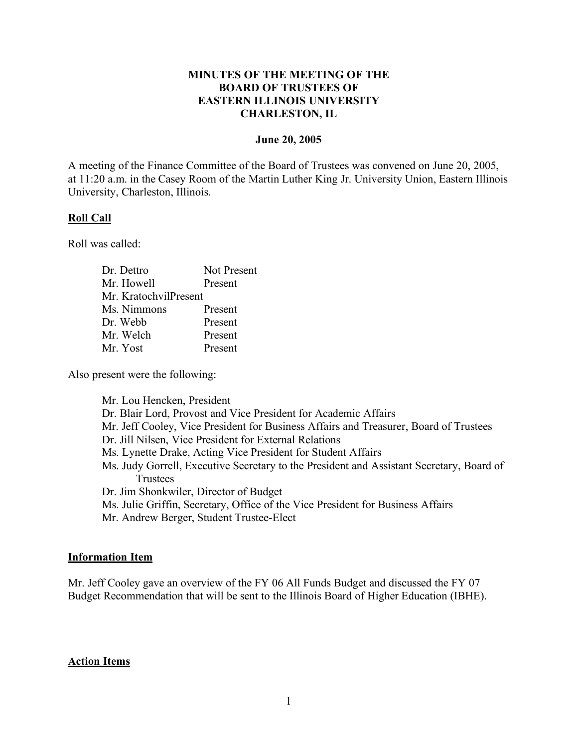**MINUTES OF THE MEETING OF THE**
**BOARD OF TRUSTEES OF**
**EASTERN ILLINOIS UNIVERSITY**
**CHARLESTON, IL**

**June 20, 2005**

A meeting of the Finance Committee of the Board of Trustees was convened on June 20, 2005, at 11:20 a.m. in the Casey Room of the Martin Luther King Jr. University Union, Eastern Illinois University, Charleston, Illinois.

## Roll Call

Roll was called:

| | |
|---|---|
| Dr. Dettro | Not Present |
| Mr. Howell | Present |
| Mr. Kratochvil | Present |
| Ms. Nimmons | Present |
| Dr. Webb | Present |
| Mr. Welch | Present |
| Mr. Yost | Present |

Also present were the following:

- Mr. Lou Hencken, President
- Dr. Blair Lord, Provost and Vice President for Academic Affairs
- Mr. Jeff Cooley, Vice President for Business Affairs and Treasurer, Board of Trustees
- Dr. Jill Nilsen, Vice President for External Relations
- Ms. Lynette Drake, Acting Vice President for Student Affairs
- Ms. Judy Gorrell, Executive Secretary to the President and Assistant Secretary, Board of Trustees
- Dr. Jim Shonkwiler, Director of Budget
- Ms. Julie Griffin, Secretary, Office of the Vice President for Business Affairs
- Mr. Andrew Berger, Student Trustee-Elect

## Information Item

Mr. Jeff Cooley gave an overview of the FY 06 All Funds Budget and discussed the FY 07 Budget Recommendation that will be sent to the Illinois Board of Higher Education (IBHE).

## Action Items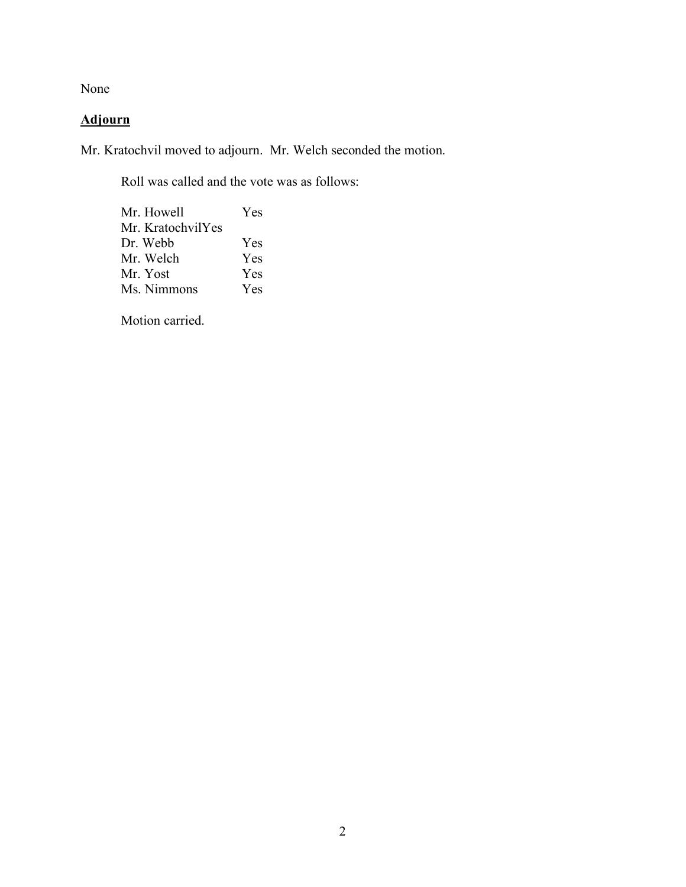None

**Adjourn**

Mr. Kratochvil moved to adjourn. Mr. Welch seconded the motion.

Roll was called and the vote was as follows:

| | |
|---|---|
| Mr. Howell | Yes |
| Mr. Kratochvil | Yes |
| Dr. Webb | Yes |
| Mr. Welch | Yes |
| Mr. Yost | Yes |
| Ms. Nimmons | Yes |

Motion carried.